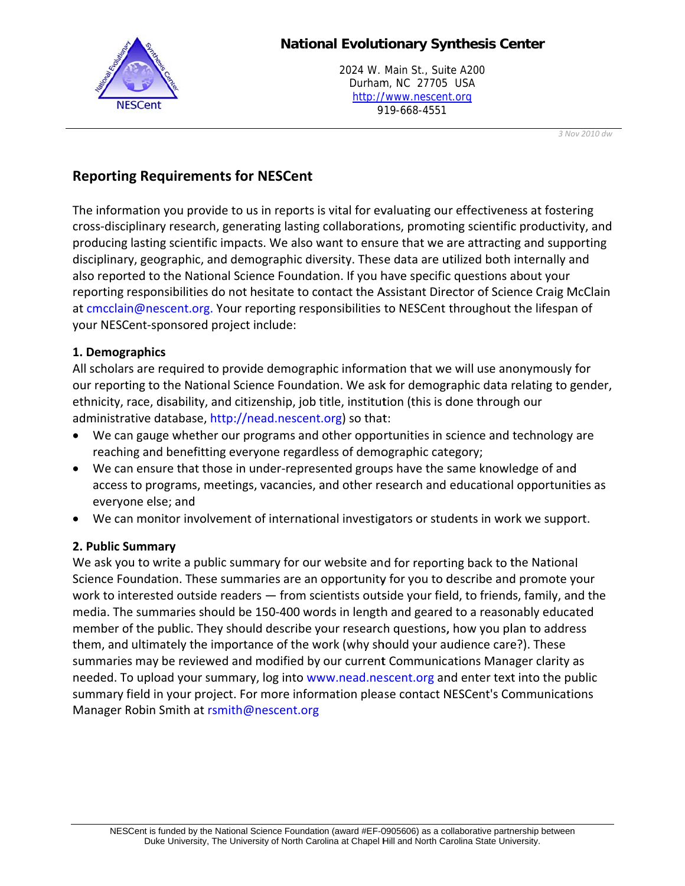**National Evolutionary Synthesis Center**

2024 W. Main St., Suite A200
Durham, NC 27705 USA
http://www.nescent.org
919-668-4551

*3 Nov 2010 dw*

## Reporting Requirements for NESCent

The information you provide to us in reports is vital for evaluating our effectiveness at fostering cross-disciplinary research, generating lasting collaborations, promoting scientific productivity, and producing lasting scientific impacts. We also want to ensure that we are attracting and supporting disciplinary, geographic, and demographic diversity. These data are utilized both internally and also reported to the National Science Foundation. If you have specific questions about your reporting responsibilities do not hesitate to contact the Assistant Director of Science Craig McClain at cmcclain@nescent.org. Your reporting responsibilities to NESCent throughout the lifespan of your NESCent-sponsored project include:

### 1. Demographics

All scholars are required to provide demographic information that we will use anonymously for our reporting to the National Science Foundation. We ask for demographic data relating to gender, ethnicity, race, disability, and citizenship, job title, institution (this is done through our administrative database, http://nead.nescent.org) so that:

- We can gauge whether our programs and other opportunities in science and technology are reaching and benefitting everyone regardless of demographic category;
- We can ensure that those in under-represented groups have the same knowledge of and access to programs, meetings, vacancies, and other research and educational opportunities as everyone else; and
- We can monitor involvement of international investigators or students in work we support.

### 2. Public Summary

We ask you to write a public summary for our website and for reporting back to the National Science Foundation. These summaries are an opportunity for you to describe and promote your work to interested outside readers — from scientists outside your field, to friends, family, and the media. The summaries should be 150-400 words in length and geared to a reasonably educated member of the public. They should describe your research questions, how you plan to address them, and ultimately the importance of the work (why should your audience care?). These summaries may be reviewed and modified by our current Communications Manager clarity as needed. To upload your summary, log into www.nead.nescent.org and enter text into the public summary field in your project. For more information please contact NESCent's Communications Manager Robin Smith at rsmith@nescent.org

NESCent is funded by the National Science Foundation (award #EF-0905606) as a collaborative partnership between Duke University, The University of North Carolina at Chapel Hill and North Carolina State University.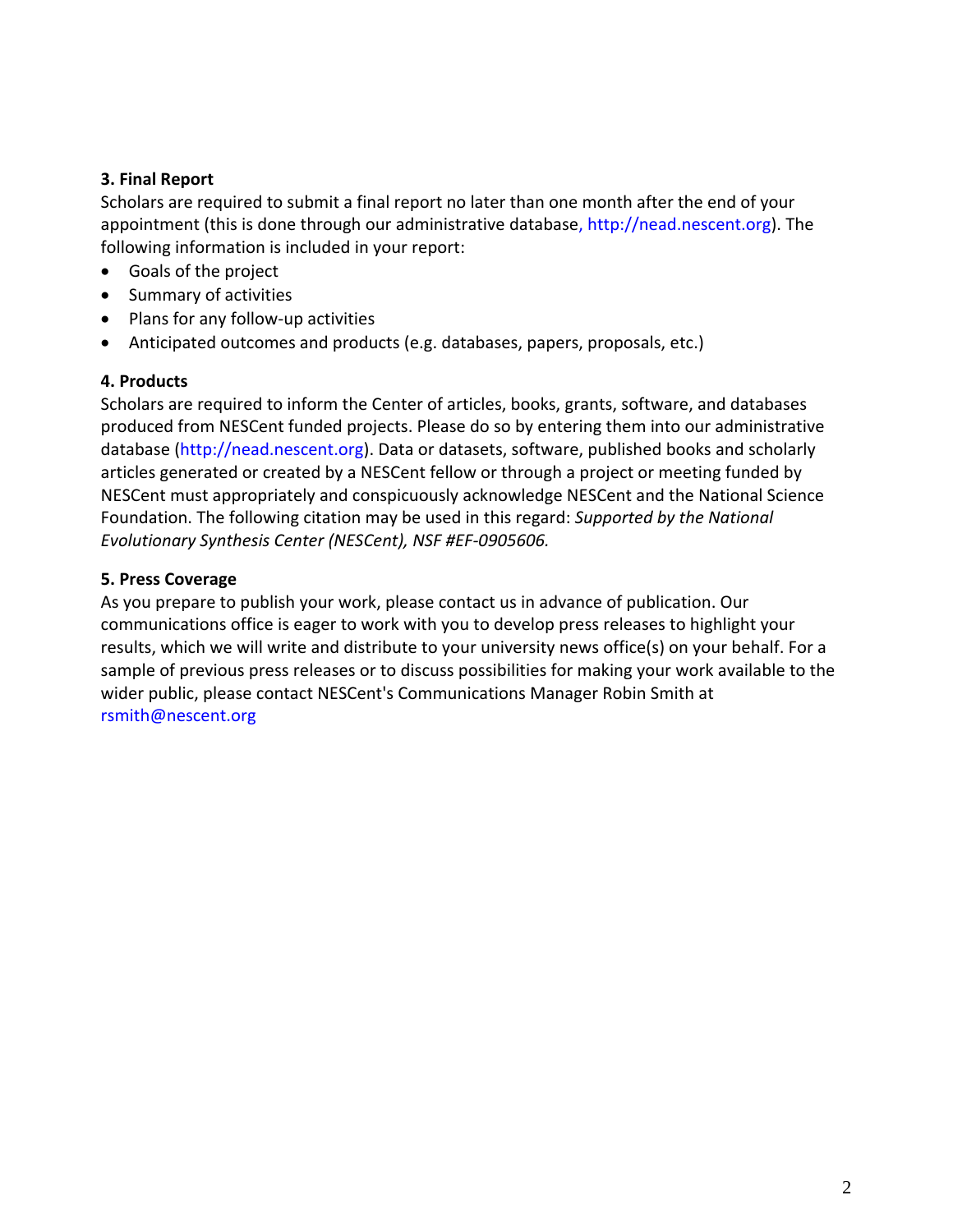### 3. Final Report

Scholars are required to submit a final report no later than one month after the end of your appointment (this is done through our administrative database, http://nead.nescent.org). The following information is included in your report:

- Goals of the project
- Summary of activities
- Plans for any follow-up activities
- Anticipated outcomes and products (e.g. databases, papers, proposals, etc.)

### 4. Products

Scholars are required to inform the Center of articles, books, grants, software, and databases produced from NESCent funded projects. Please do so by entering them into our administrative database (http://nead.nescent.org). Data or datasets, software, published books and scholarly articles generated or created by a NESCent fellow or through a project or meeting funded by NESCent must appropriately and conspicuously acknowledge NESCent and the National Science Foundation. The following citation may be used in this regard: *Supported by the National Evolutionary Synthesis Center (NESCent), NSF #EF-0905606.*

### 5. Press Coverage

As you prepare to publish your work, please contact us in advance of publication. Our communications office is eager to work with you to develop press releases to highlight your results, which we will write and distribute to your university news office(s) on your behalf. For a sample of previous press releases or to discuss possibilities for making your work available to the wider public, please contact NESCent's Communications Manager Robin Smith at rsmith@nescent.org